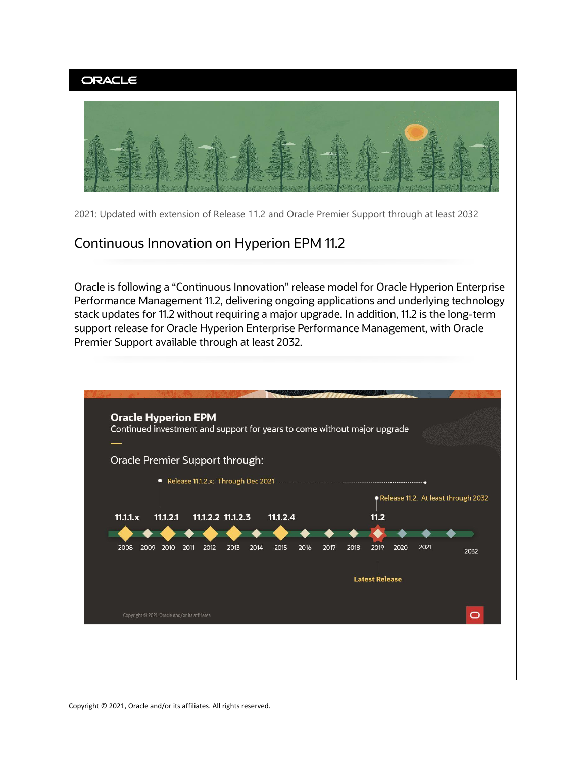ORACLE

2021: Updated with extension of Release 11.2 and Oracle Premier Support through at least 2032

# Continuous Innovation on Hyperion EPM 11.2

Oracle is following a "Continuous Innovation" release model for Oracle Hyperion Enterprise Performance Management 11.2, delivering ongoing applications and underlying technology stack updates for 11.2 without requiring a major upgrade. In addition, 11.2 is the long-term support release for Oracle Hyperion Enterprise Performance Management, with Oracle Premier Support available through at least 2032.

**Oracle Hyperion EPM**

Continued investment and support for years to come without major upgrade

Oracle Premier Support through:

Release 11.1.2.x: Through Dec 2021

Release 11.2: At least through 2032

11.1.1.x 11.1.2.1 11.1.2.2 11.1.2.3 11.1.2.4 11.2

2008 2009 2010 2011 2012 2013 2014 2015 2016 2017 2018 2019 2020 2021 2032

**Latest Release**

Copyright © 2021, Oracle and/or its affiliates

Copyright © 2021, Oracle and/or its affiliates. All rights reserved.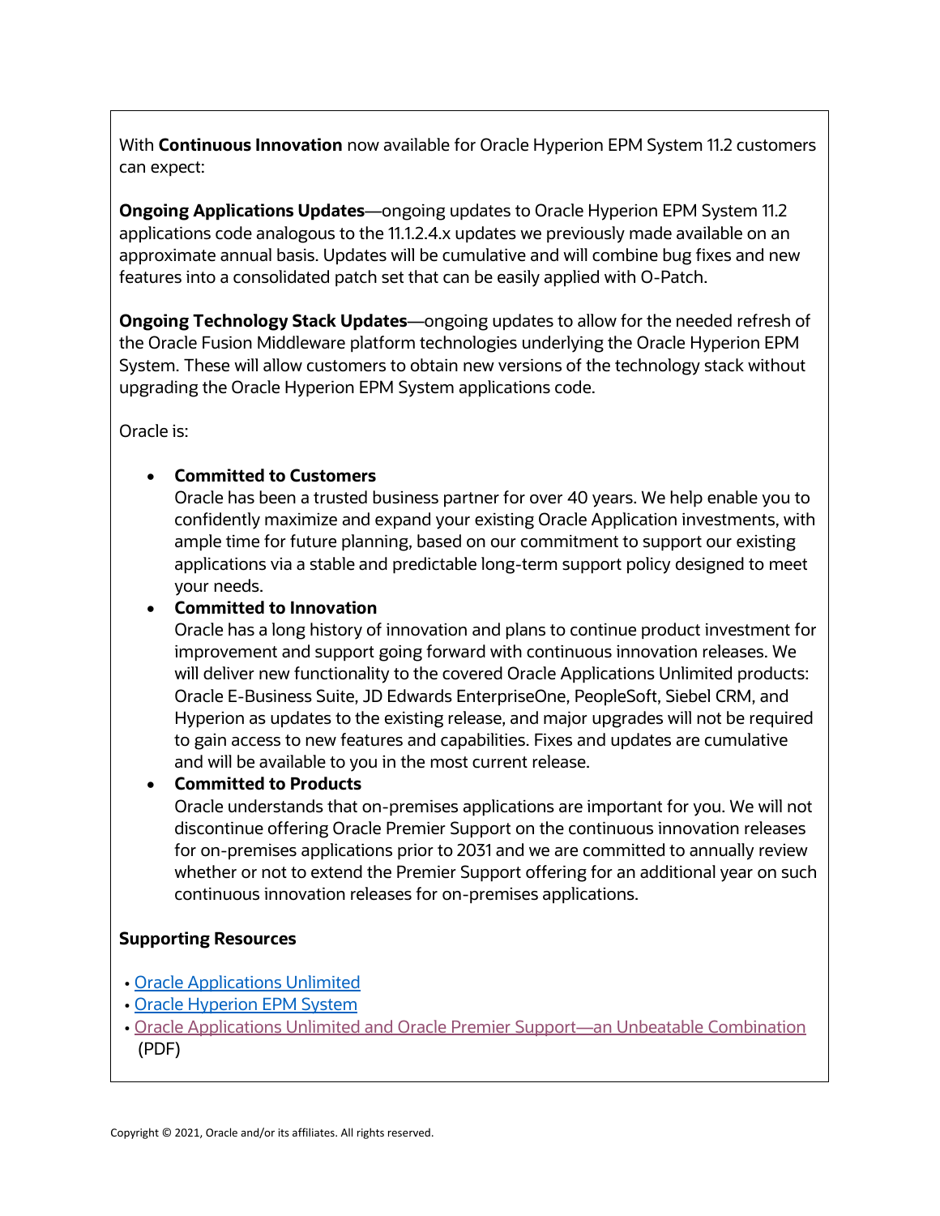With **Continuous Innovation** now available for Oracle Hyperion EPM System 11.2 customers can expect:

**Ongoing Applications Updates**—ongoing updates to Oracle Hyperion EPM System 11.2 applications code analogous to the 11.1.2.4.x updates we previously made available on an approximate annual basis. Updates will be cumulative and will combine bug fixes and new features into a consolidated patch set that can be easily applied with O-Patch.

**Ongoing Technology Stack Updates**—ongoing updates to allow for the needed refresh of the Oracle Fusion Middleware platform technologies underlying the Oracle Hyperion EPM System. These will allow customers to obtain new versions of the technology stack without upgrading the Oracle Hyperion EPM System applications code.

Oracle is:

- **Committed to Customers**
  Oracle has been a trusted business partner for over 40 years. We help enable you to confidently maximize and expand your existing Oracle Application investments, with ample time for future planning, based on our commitment to support our existing applications via a stable and predictable long-term support policy designed to meet your needs.
- **Committed to Innovation**
  Oracle has a long history of innovation and plans to continue product investment for improvement and support going forward with continuous innovation releases. We will deliver new functionality to the covered Oracle Applications Unlimited products: Oracle E-Business Suite, JD Edwards EnterpriseOne, PeopleSoft, Siebel CRM, and Hyperion as updates to the existing release, and major upgrades will not be required to gain access to new features and capabilities. Fixes and updates are cumulative and will be available to you in the most current release.
- **Committed to Products**
  Oracle understands that on-premises applications are important for you. We will not discontinue offering Oracle Premier Support on the continuous innovation releases for on-premises applications prior to 2031 and we are committed to annually review whether or not to extend the Premier Support offering for an additional year on such continuous innovation releases for on-premises applications.

**Supporting Resources**

- Oracle Applications Unlimited
- Oracle Hyperion EPM System
- Oracle Applications Unlimited and Oracle Premier Support—an Unbeatable Combination (PDF)

Copyright © 2021, Oracle and/or its affiliates. All rights reserved.